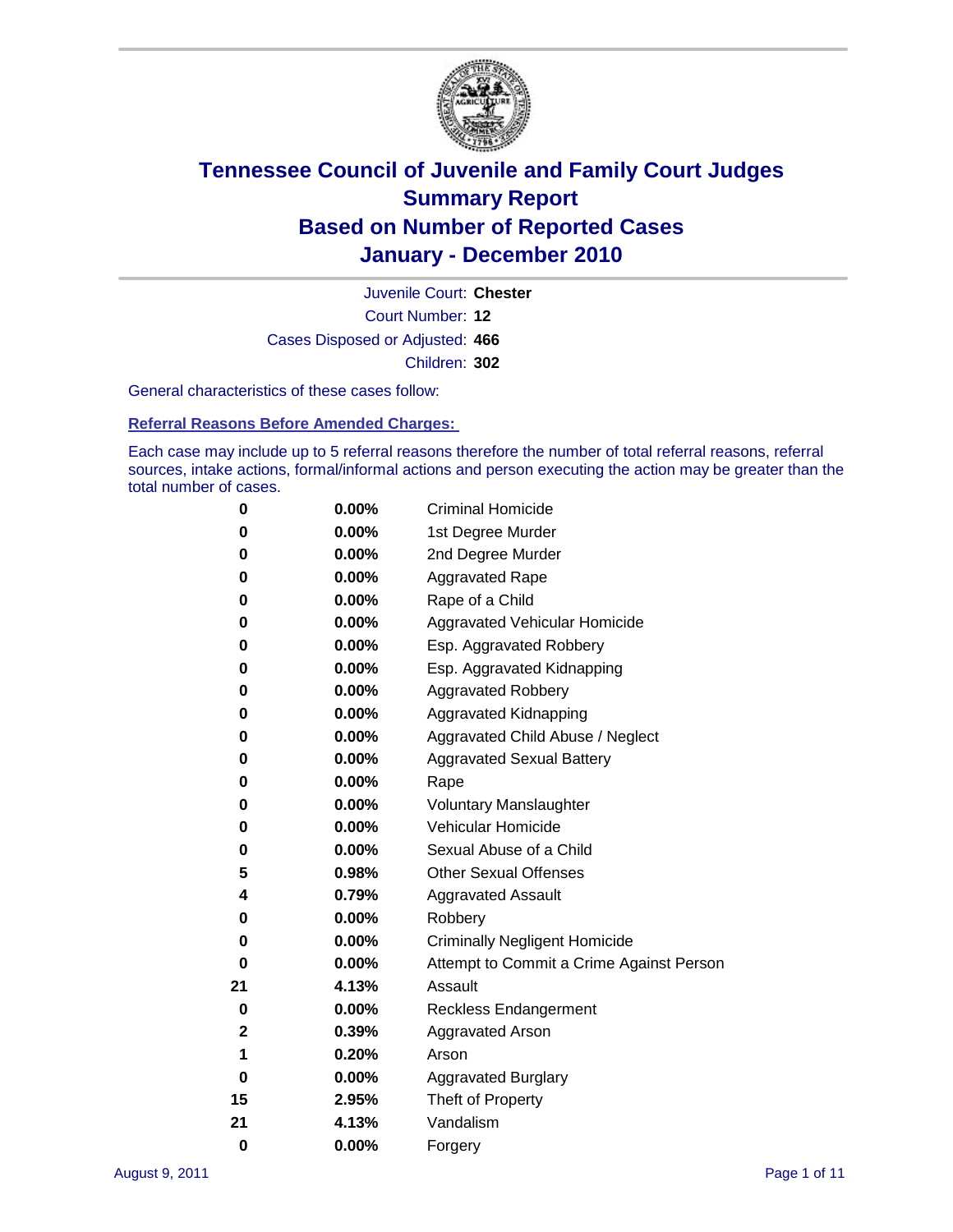# Tennessee Council of Juvenile and Family Court Judges
## Summary Report
## Based on Number of Reported Cases
## January - December 2010

Juvenile Court: **Chester**

Court Number: **12**

Cases Disposed or Adjusted: **466**

Children: **302**

General characteristics of these cases follow:

### Referral Reasons Before Amended Charges:

Each case may include up to 5 referral reasons therefore the number of total referral reasons, referral sources, intake actions, formal/informal actions and person executing the action may be greater than the total number of cases.

| Count | Percent | Referral Reason |
|---|---|---|
| 0 | 0.00% | Criminal Homicide |
| 0 | 0.00% | 1st Degree Murder |
| 0 | 0.00% | 2nd Degree Murder |
| 0 | 0.00% | Aggravated Rape |
| 0 | 0.00% | Rape of a Child |
| 0 | 0.00% | Aggravated Vehicular Homicide |
| 0 | 0.00% | Esp. Aggravated Robbery |
| 0 | 0.00% | Esp. Aggravated Kidnapping |
| 0 | 0.00% | Aggravated Robbery |
| 0 | 0.00% | Aggravated Kidnapping |
| 0 | 0.00% | Aggravated Child Abuse / Neglect |
| 0 | 0.00% | Aggravated Sexual Battery |
| 0 | 0.00% | Rape |
| 0 | 0.00% | Voluntary Manslaughter |
| 0 | 0.00% | Vehicular Homicide |
| 0 | 0.00% | Sexual Abuse of a Child |
| 5 | 0.98% | Other Sexual Offenses |
| 4 | 0.79% | Aggravated Assault |
| 0 | 0.00% | Robbery |
| 0 | 0.00% | Criminally Negligent Homicide |
| 0 | 0.00% | Attempt to Commit a Crime Against Person |
| 21 | 4.13% | Assault |
| 0 | 0.00% | Reckless Endangerment |
| 2 | 0.39% | Aggravated Arson |
| 1 | 0.20% | Arson |
| 0 | 0.00% | Aggravated Burglary |
| 15 | 2.95% | Theft of Property |
| 21 | 4.13% | Vandalism |
| 0 | 0.00% | Forgery |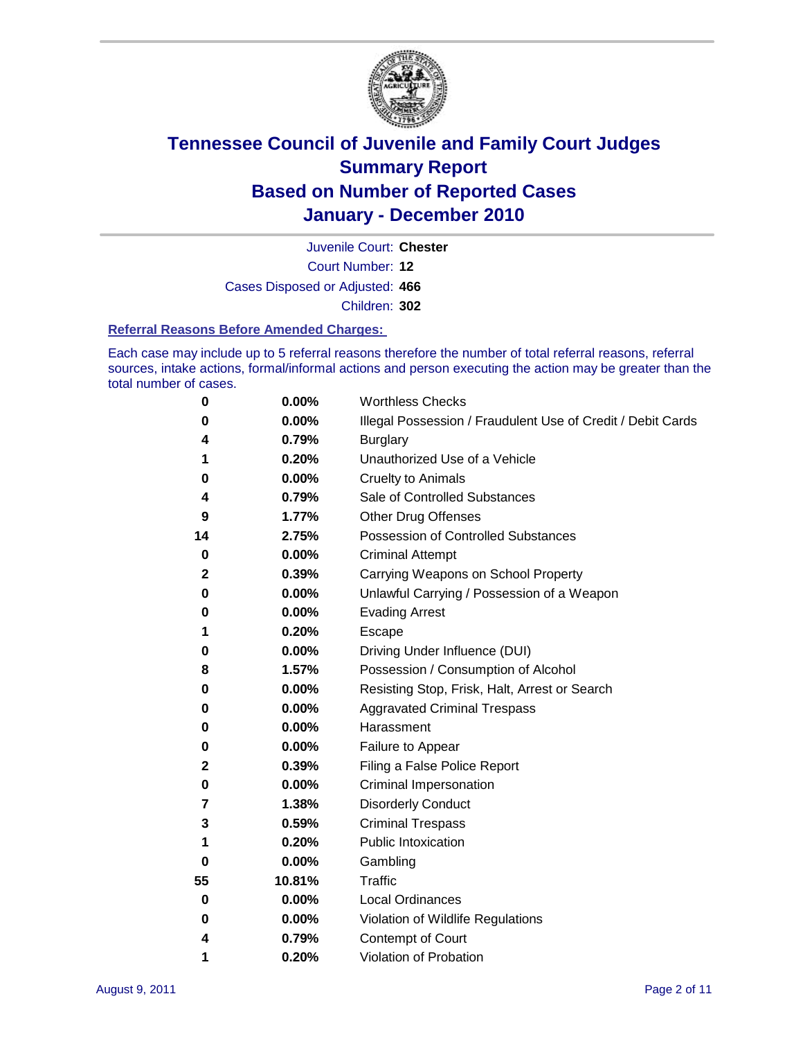# Tennessee Council of Juvenile and Family Court Judges
## Summary Report
## Based on Number of Reported Cases
## January - December 2010

Juvenile Court: **Chester**

Court Number: **12**

Cases Disposed or Adjusted: **466**

Children: **302**

### Referral Reasons Before Amended Charges:

Each case may include up to 5 referral reasons therefore the number of total referral reasons, referral sources, intake actions, formal/informal actions and person executing the action may be greater than the total number of cases.

| Count | Percent | Referral Reason |
|---|---|---|
| 0 | 0.00% | Worthless Checks |
| 0 | 0.00% | Illegal Possession / Fraudulent Use of Credit / Debit Cards |
| 4 | 0.79% | Burglary |
| 1 | 0.20% | Unauthorized Use of a Vehicle |
| 0 | 0.00% | Cruelty to Animals |
| 4 | 0.79% | Sale of Controlled Substances |
| 9 | 1.77% | Other Drug Offenses |
| 14 | 2.75% | Possession of Controlled Substances |
| 0 | 0.00% | Criminal Attempt |
| 2 | 0.39% | Carrying Weapons on School Property |
| 0 | 0.00% | Unlawful Carrying / Possession of a Weapon |
| 0 | 0.00% | Evading Arrest |
| 1 | 0.20% | Escape |
| 0 | 0.00% | Driving Under Influence (DUI) |
| 8 | 1.57% | Possession / Consumption of Alcohol |
| 0 | 0.00% | Resisting Stop, Frisk, Halt, Arrest or Search |
| 0 | 0.00% | Aggravated Criminal Trespass |
| 0 | 0.00% | Harassment |
| 0 | 0.00% | Failure to Appear |
| 2 | 0.39% | Filing a False Police Report |
| 0 | 0.00% | Criminal Impersonation |
| 7 | 1.38% | Disorderly Conduct |
| 3 | 0.59% | Criminal Trespass |
| 1 | 0.20% | Public Intoxication |
| 0 | 0.00% | Gambling |
| 55 | 10.81% | Traffic |
| 0 | 0.00% | Local Ordinances |
| 0 | 0.00% | Violation of Wildlife Regulations |
| 4 | 0.79% | Contempt of Court |
| 1 | 0.20% | Violation of Probation |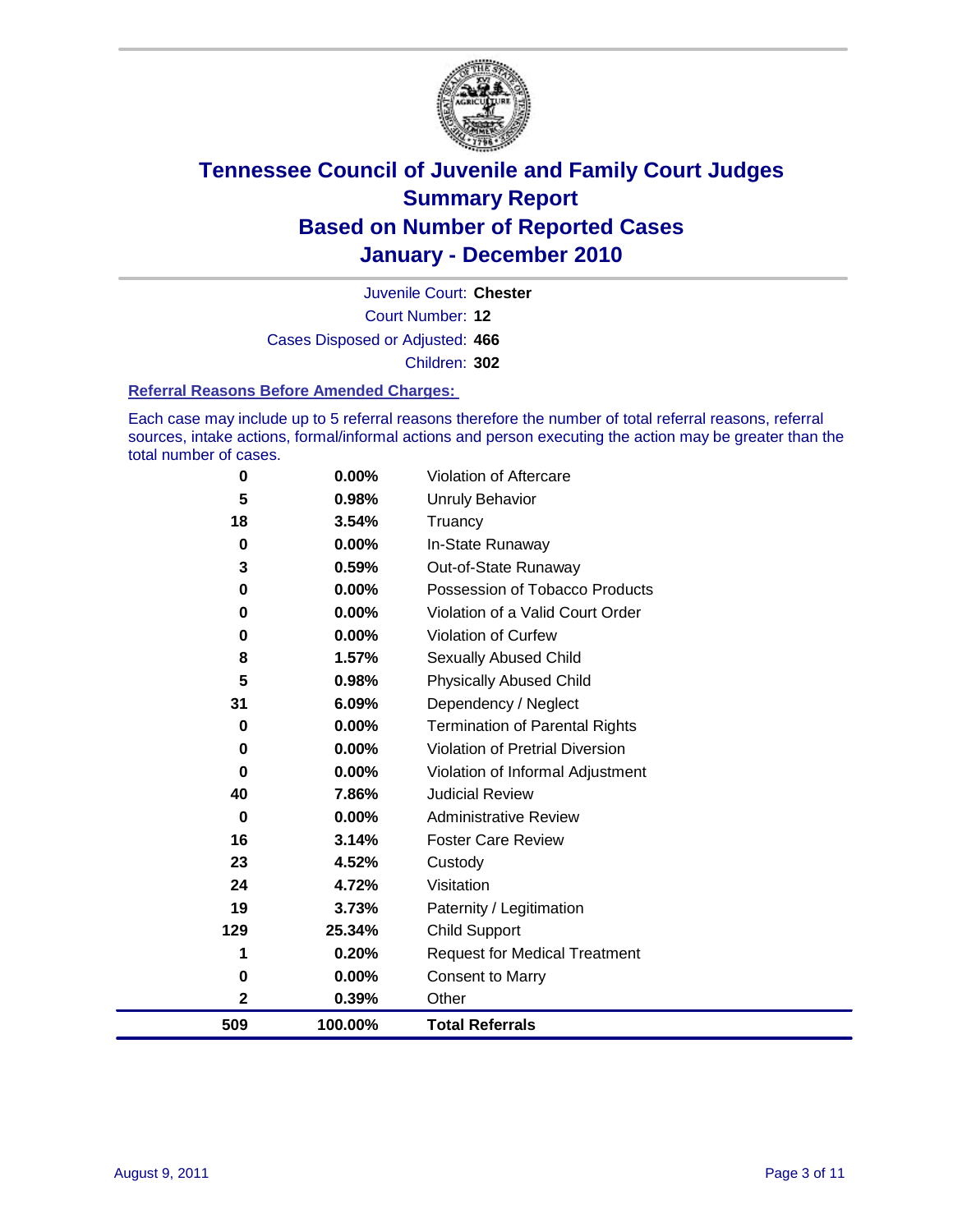# Tennessee Council of Juvenile and Family Court Judges
## Summary Report
## Based on Number of Reported Cases
## January - December 2010

Juvenile Court: **Chester**

Court Number: **12**

Cases Disposed or Adjusted: **466**

Children: **302**

### Referral Reasons Before Amended Charges:

Each case may include up to 5 referral reasons therefore the number of total referral reasons, referral sources, intake actions, formal/informal actions and person executing the action may be greater than the total number of cases.

| Count | Percent | Referral Reason |
|---|---|---|
| 0 | 0.00% | Violation of Aftercare |
| 5 | 0.98% | Unruly Behavior |
| 18 | 3.54% | Truancy |
| 0 | 0.00% | In-State Runaway |
| 3 | 0.59% | Out-of-State Runaway |
| 0 | 0.00% | Possession of Tobacco Products |
| 0 | 0.00% | Violation of a Valid Court Order |
| 0 | 0.00% | Violation of Curfew |
| 8 | 1.57% | Sexually Abused Child |
| 5 | 0.98% | Physically Abused Child |
| 31 | 6.09% | Dependency / Neglect |
| 0 | 0.00% | Termination of Parental Rights |
| 0 | 0.00% | Violation of Pretrial Diversion |
| 0 | 0.00% | Violation of Informal Adjustment |
| 40 | 7.86% | Judicial Review |
| 0 | 0.00% | Administrative Review |
| 16 | 3.14% | Foster Care Review |
| 23 | 4.52% | Custody |
| 24 | 4.72% | Visitation |
| 19 | 3.73% | Paternity / Legitimation |
| 129 | 25.34% | Child Support |
| 1 | 0.20% | Request for Medical Treatment |
| 0 | 0.00% | Consent to Marry |
| 2 | 0.39% | Other |
| **509** | **100.00%** | **Total Referrals** |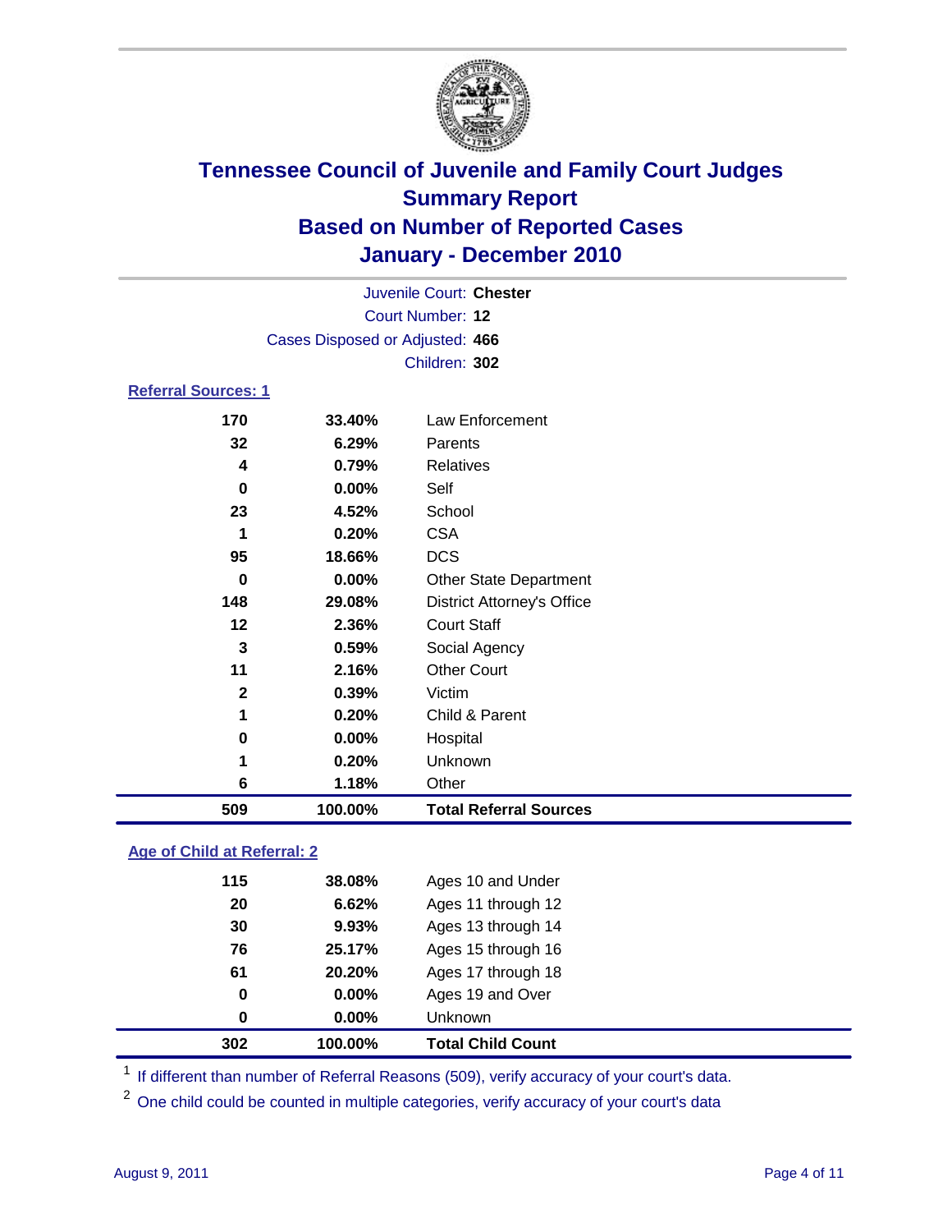# Tennessee Council of Juvenile and Family Court Judges
## Summary Report
## Based on Number of Reported Cases
## January - December 2010

Juvenile Court: **Chester**

Court Number: **12**

Cases Disposed or Adjusted: **466**

Children: **302**

### Referral Sources: 1

| Count | Percent | Source |
|---|---|---|
| 170 | 33.40% | Law Enforcement |
| 32 | 6.29% | Parents |
| 4 | 0.79% | Relatives |
| 0 | 0.00% | Self |
| 23 | 4.52% | School |
| 1 | 0.20% | CSA |
| 95 | 18.66% | DCS |
| 0 | 0.00% | Other State Department |
| 148 | 29.08% | District Attorney's Office |
| 12 | 2.36% | Court Staff |
| 3 | 0.59% | Social Agency |
| 11 | 2.16% | Other Court |
| 2 | 0.39% | Victim |
| 1 | 0.20% | Child & Parent |
| 0 | 0.00% | Hospital |
| 1 | 0.20% | Unknown |
| 6 | 1.18% | Other |
| **509** | **100.00%** | **Total Referral Sources** |

### Age of Child at Referral: 2

| Count | Percent | Age |
|---|---|---|
| 115 | 38.08% | Ages 10 and Under |
| 20 | 6.62% | Ages 11 through 12 |
| 30 | 9.93% | Ages 13 through 14 |
| 76 | 25.17% | Ages 15 through 16 |
| 61 | 20.20% | Ages 17 through 18 |
| 0 | 0.00% | Ages 19 and Over |
| 0 | 0.00% | Unknown |
| **302** | **100.00%** | **Total Child Count** |

[1] If different than number of Referral Reasons (509), verify accuracy of your court's data.

[2] One child could be counted in multiple categories, verify accuracy of your court's data

August 9, 2011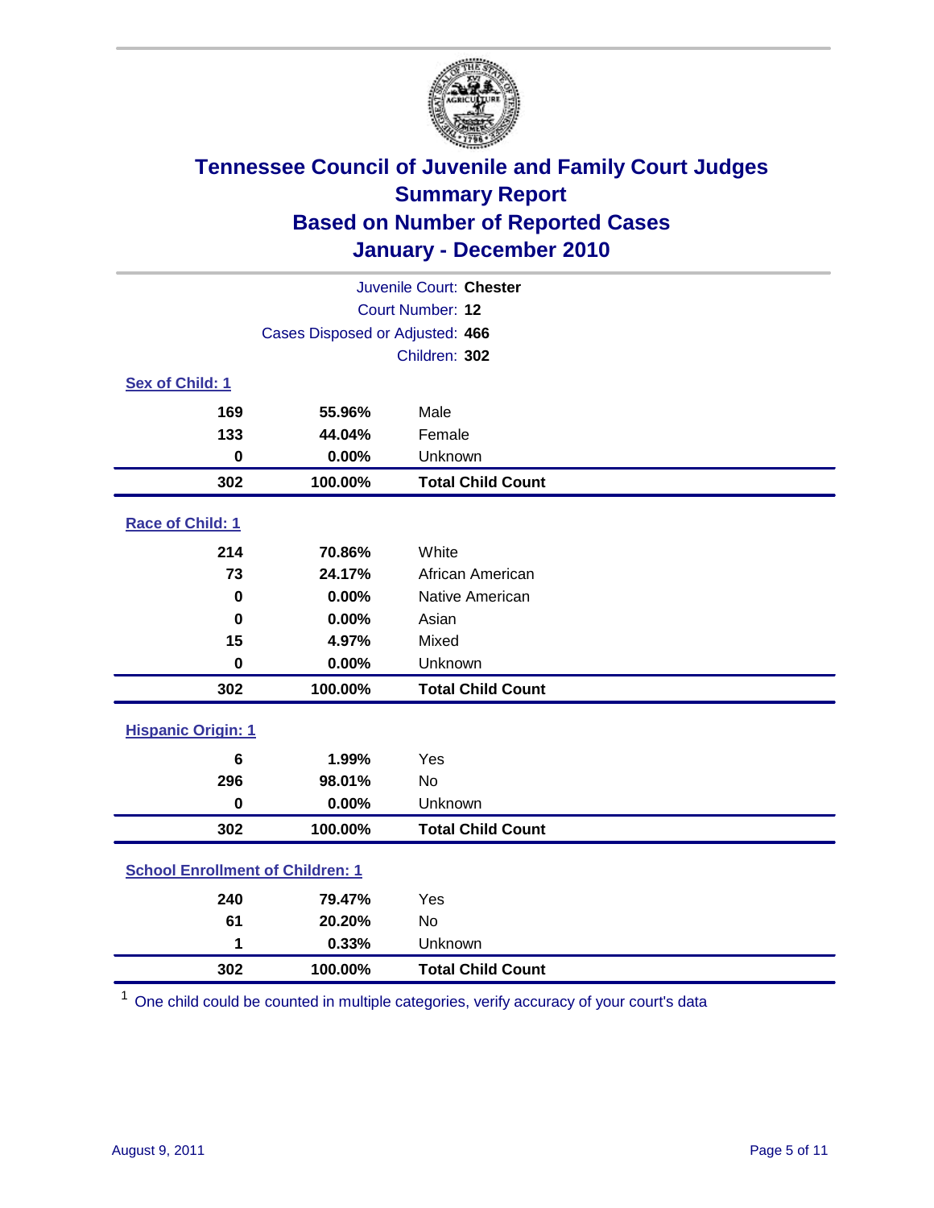# Tennessee Council of Juvenile and Family Court Judges
## Summary Report
## Based on Number of Reported Cases
## January - December 2010

Juvenile Court: **Chester**
Court Number: **12**
Cases Disposed or Adjusted: **466**
Children: **302**

### Sex of Child: 1

| Count | Percent | Category |
|---|---|---|
| 169 | 55.96% | Male |
| 133 | 44.04% | Female |
| 0 | 0.00% | Unknown |
| **302** | **100.00%** | **Total Child Count** |

### Race of Child: 1

| Count | Percent | Category |
|---|---|---|
| 214 | 70.86% | White |
| 73 | 24.17% | African American |
| 0 | 0.00% | Native American |
| 0 | 0.00% | Asian |
| 15 | 4.97% | Mixed |
| 0 | 0.00% | Unknown |
| **302** | **100.00%** | **Total Child Count** |

### Hispanic Origin: 1

| Count | Percent | Category |
|---|---|---|
| 6 | 1.99% | Yes |
| 296 | 98.01% | No |
| 0 | 0.00% | Unknown |
| **302** | **100.00%** | **Total Child Count** |

### School Enrollment of Children: 1

| Count | Percent | Category |
|---|---|---|
| 240 | 79.47% | Yes |
| 61 | 20.20% | No |
| 1 | 0.33% | Unknown |
| **302** | **100.00%** | **Total Child Count** |

[1] One child could be counted in multiple categories, verify accuracy of your court's data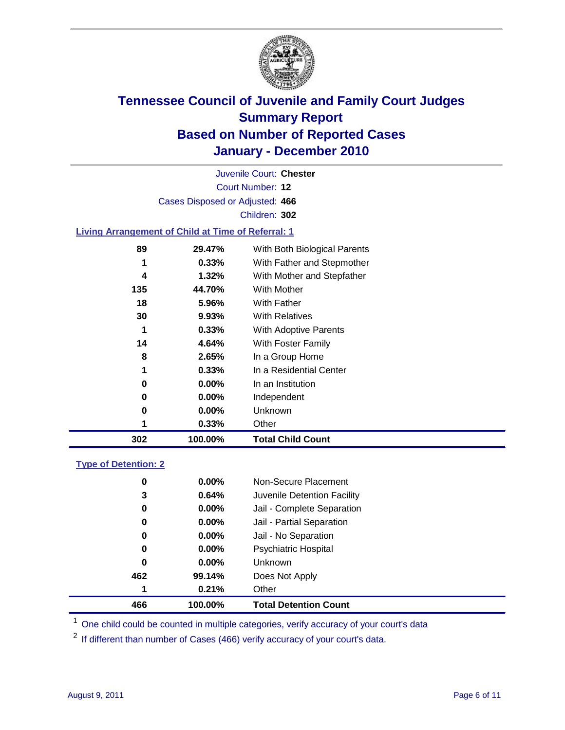# Tennessee Council of Juvenile and Family Court Judges
## Summary Report
## Based on Number of Reported Cases
## January - December 2010

Juvenile Court: **Chester**

Court Number: **12**

Cases Disposed or Adjusted: **466**

Children: **302**

### Living Arrangement of Child at Time of Referral: 1

| | | |
|---|---|---|
| 89 | 29.47% | With Both Biological Parents |
| 1 | 0.33% | With Father and Stepmother |
| 4 | 1.32% | With Mother and Stepfather |
| 135 | 44.70% | With Mother |
| 18 | 5.96% | With Father |
| 30 | 9.93% | With Relatives |
| 1 | 0.33% | With Adoptive Parents |
| 14 | 4.64% | With Foster Family |
| 8 | 2.65% | In a Group Home |
| 1 | 0.33% | In a Residential Center |
| 0 | 0.00% | In an Institution |
| 0 | 0.00% | Independent |
| 0 | 0.00% | Unknown |
| 1 | 0.33% | Other |
| **302** | **100.00%** | **Total Child Count** |

### Type of Detention: 2

| | | |
|---|---|---|
| 0 | 0.00% | Non-Secure Placement |
| 3 | 0.64% | Juvenile Detention Facility |
| 0 | 0.00% | Jail - Complete Separation |
| 0 | 0.00% | Jail - Partial Separation |
| 0 | 0.00% | Jail - No Separation |
| 0 | 0.00% | Psychiatric Hospital |
| 0 | 0.00% | Unknown |
| 462 | 99.14% | Does Not Apply |
| 1 | 0.21% | Other |
| **466** | **100.00%** | **Total Detention Count** |

[1] One child could be counted in multiple categories, verify accuracy of your court's data

[2] If different than number of Cases (466) verify accuracy of your court's data.

August 9, 2011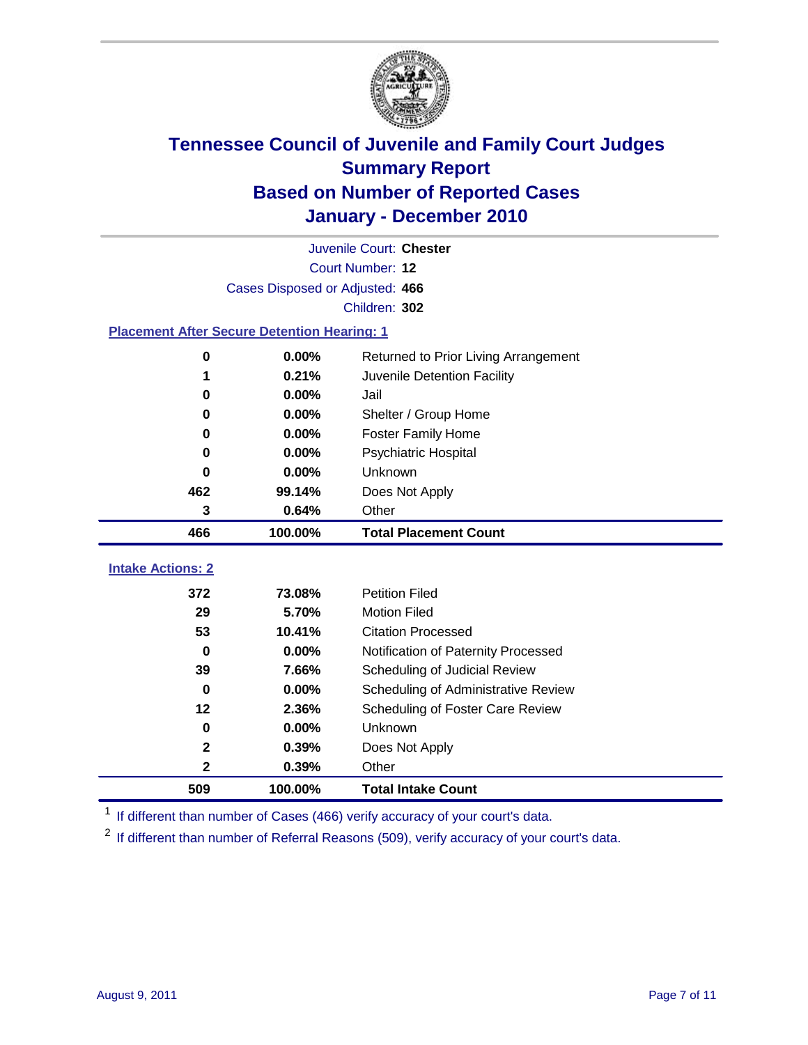# Tennessee Council of Juvenile and Family Court Judges
## Summary Report
## Based on Number of Reported Cases
## January - December 2010

Juvenile Court: **Chester**

Court Number: **12**

Cases Disposed or Adjusted: **466**

Children: **302**

### Placement After Secure Detention Hearing: 1

| | | |
|---|---|---|
| 0 | 0.00% | Returned to Prior Living Arrangement |
| 1 | 0.21% | Juvenile Detention Facility |
| 0 | 0.00% | Jail |
| 0 | 0.00% | Shelter / Group Home |
| 0 | 0.00% | Foster Family Home |
| 0 | 0.00% | Psychiatric Hospital |
| 0 | 0.00% | Unknown |
| 462 | 99.14% | Does Not Apply |
| 3 | 0.64% | Other |
| **466** | **100.00%** | **Total Placement Count** |

### Intake Actions: 2

| | | |
|---|---|---|
| 372 | 73.08% | Petition Filed |
| 29 | 5.70% | Motion Filed |
| 53 | 10.41% | Citation Processed |
| 0 | 0.00% | Notification of Paternity Processed |
| 39 | 7.66% | Scheduling of Judicial Review |
| 0 | 0.00% | Scheduling of Administrative Review |
| 12 | 2.36% | Scheduling of Foster Care Review |
| 0 | 0.00% | Unknown |
| 2 | 0.39% | Does Not Apply |
| 2 | 0.39% | Other |
| **509** | **100.00%** | **Total Intake Count** |

[1] If different than number of Cases (466) verify accuracy of your court's data.

[2] If different than number of Referral Reasons (509), verify accuracy of your court's data.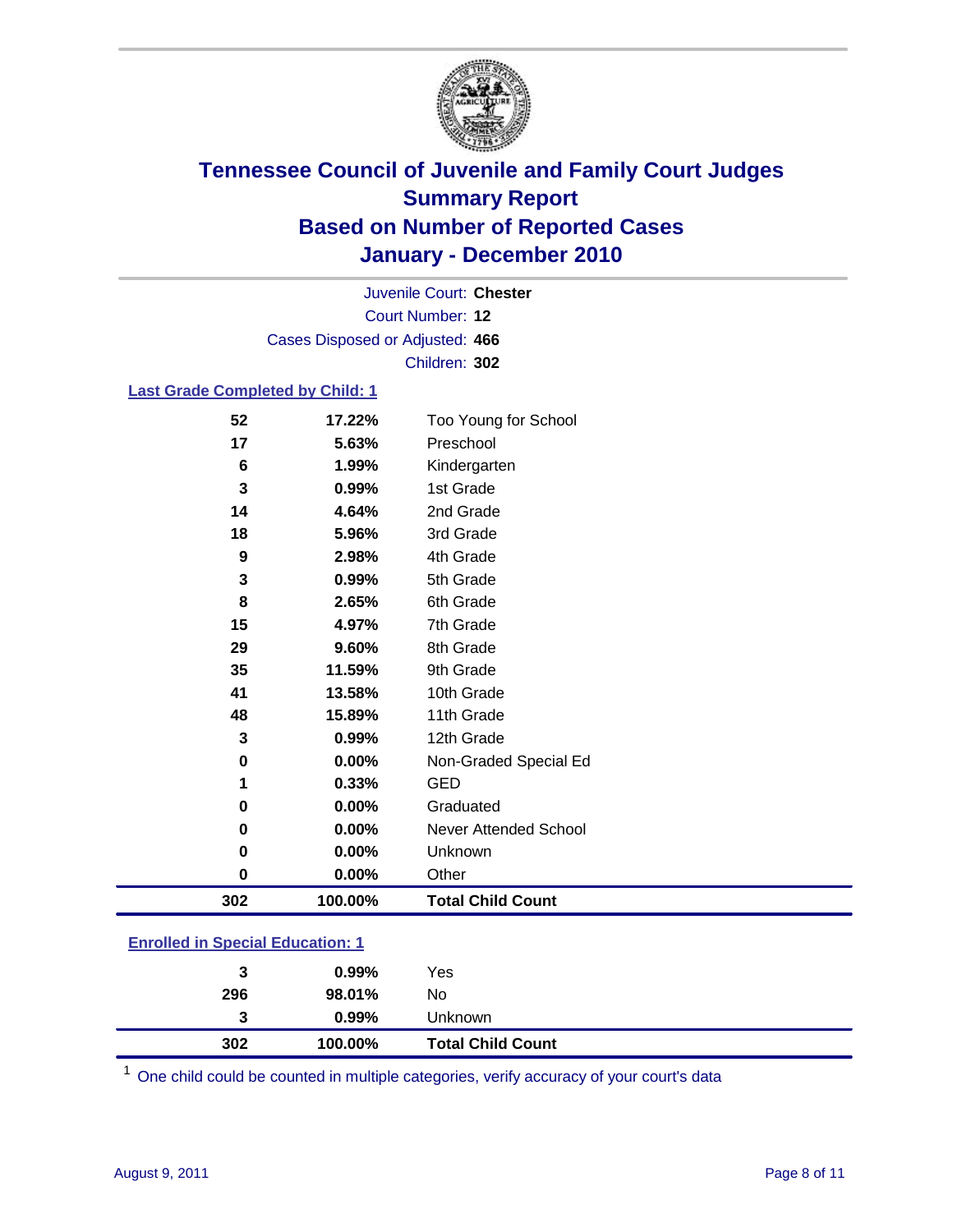# Tennessee Council of Juvenile and Family Court Judges
## Summary Report
## Based on Number of Reported Cases
## January - December 2010

Juvenile Court: **Chester**
Court Number: **12**
Cases Disposed or Adjusted: **466**
Children: **302**

### Last Grade Completed by Child: 1

| Count | Percent | Category |
|---|---|---|
| 52 | 17.22% | Too Young for School |
| 17 | 5.63% | Preschool |
| 6 | 1.99% | Kindergarten |
| 3 | 0.99% | 1st Grade |
| 14 | 4.64% | 2nd Grade |
| 18 | 5.96% | 3rd Grade |
| 9 | 2.98% | 4th Grade |
| 3 | 0.99% | 5th Grade |
| 8 | 2.65% | 6th Grade |
| 15 | 4.97% | 7th Grade |
| 29 | 9.60% | 8th Grade |
| 35 | 11.59% | 9th Grade |
| 41 | 13.58% | 10th Grade |
| 48 | 15.89% | 11th Grade |
| 3 | 0.99% | 12th Grade |
| 0 | 0.00% | Non-Graded Special Ed |
| 1 | 0.33% | GED |
| 0 | 0.00% | Graduated |
| 0 | 0.00% | Never Attended School |
| 0 | 0.00% | Unknown |
| 0 | 0.00% | Other |
| **302** | **100.00%** | **Total Child Count** |

### Enrolled in Special Education: 1

| Count | Percent | Category |
|---|---|---|
| 3 | 0.99% | Yes |
| 296 | 98.01% | No |
| 3 | 0.99% | Unknown |
| **302** | **100.00%** | **Total Child Count** |

[1] One child could be counted in multiple categories, verify accuracy of your court's data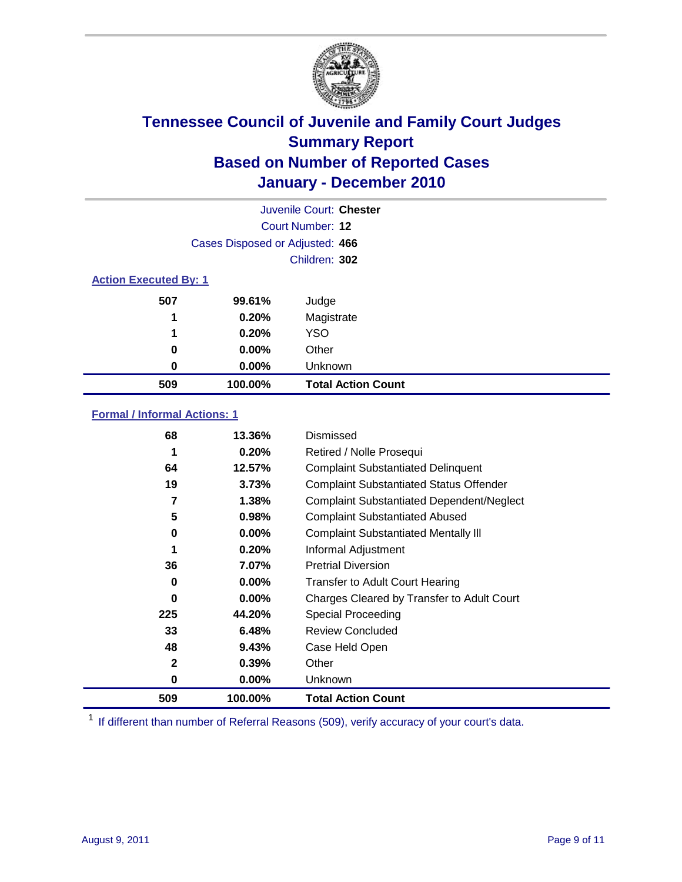# Tennessee Council of Juvenile and Family Court Judges
## Summary Report
## Based on Number of Reported Cases
## January - December 2010

Juvenile Court: **Chester**

Court Number: **12**

Cases Disposed or Adjusted: **466**

Children: **302**

### Action Executed By: 1

| | | |
|---|---|---|
| 507 | 99.61% | Judge |
| 1 | 0.20% | Magistrate |
| 1 | 0.20% | YSO |
| 0 | 0.00% | Other |
| 0 | 0.00% | Unknown |
| **509** | **100.00%** | **Total Action Count** |

### Formal / Informal Actions: 1

| | | |
|---|---|---|
| 68 | 13.36% | Dismissed |
| 1 | 0.20% | Retired / Nolle Prosequi |
| 64 | 12.57% | Complaint Substantiated Delinquent |
| 19 | 3.73% | Complaint Substantiated Status Offender |
| 7 | 1.38% | Complaint Substantiated Dependent/Neglect |
| 5 | 0.98% | Complaint Substantiated Abused |
| 0 | 0.00% | Complaint Substantiated Mentally Ill |
| 1 | 0.20% | Informal Adjustment |
| 36 | 7.07% | Pretrial Diversion |
| 0 | 0.00% | Transfer to Adult Court Hearing |
| 0 | 0.00% | Charges Cleared by Transfer to Adult Court |
| 225 | 44.20% | Special Proceeding |
| 33 | 6.48% | Review Concluded |
| 48 | 9.43% | Case Held Open |
| 2 | 0.39% | Other |
| 0 | 0.00% | Unknown |
| **509** | **100.00%** | **Total Action Count** |

[1] If different than number of Referral Reasons (509), verify accuracy of your court's data.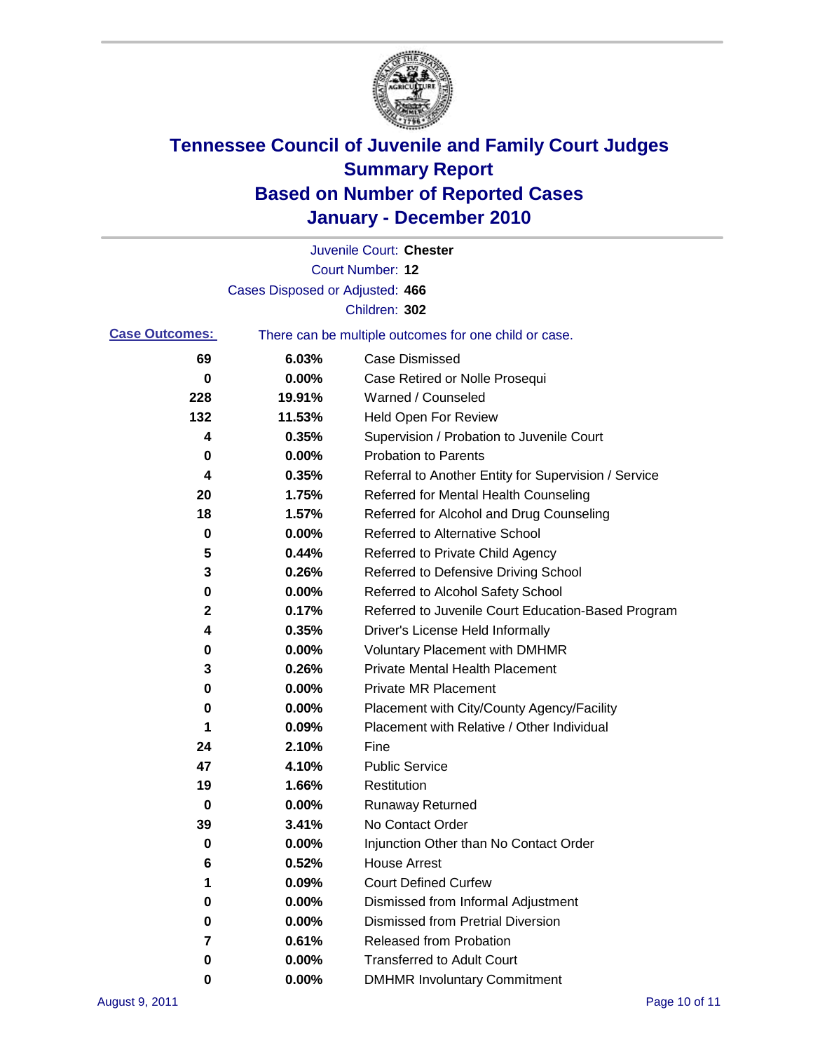# Tennessee Council of Juvenile and Family Court Judges
## Summary Report
## Based on Number of Reported Cases
## January - December 2010

Juvenile Court: **Chester**

Court Number: **12**

Cases Disposed or Adjusted: **466**

Children: **302**

**Case Outcomes:** There can be multiple outcomes for one child or case.

| Count | Percent | Outcome |
|---|---|---|
| 69 | 6.03% | Case Dismissed |
| 0 | 0.00% | Case Retired or Nolle Prosequi |
| 228 | 19.91% | Warned / Counseled |
| 132 | 11.53% | Held Open For Review |
| 4 | 0.35% | Supervision / Probation to Juvenile Court |
| 0 | 0.00% | Probation to Parents |
| 4 | 0.35% | Referral to Another Entity for Supervision / Service |
| 20 | 1.75% | Referred for Mental Health Counseling |
| 18 | 1.57% | Referred for Alcohol and Drug Counseling |
| 0 | 0.00% | Referred to Alternative School |
| 5 | 0.44% | Referred to Private Child Agency |
| 3 | 0.26% | Referred to Defensive Driving School |
| 0 | 0.00% | Referred to Alcohol Safety School |
| 2 | 0.17% | Referred to Juvenile Court Education-Based Program |
| 4 | 0.35% | Driver's License Held Informally |
| 0 | 0.00% | Voluntary Placement with DMHMR |
| 3 | 0.26% | Private Mental Health Placement |
| 0 | 0.00% | Private MR Placement |
| 0 | 0.00% | Placement with City/County Agency/Facility |
| 1 | 0.09% | Placement with Relative / Other Individual |
| 24 | 2.10% | Fine |
| 47 | 4.10% | Public Service |
| 19 | 1.66% | Restitution |
| 0 | 0.00% | Runaway Returned |
| 39 | 3.41% | No Contact Order |
| 0 | 0.00% | Injunction Other than No Contact Order |
| 6 | 0.52% | House Arrest |
| 1 | 0.09% | Court Defined Curfew |
| 0 | 0.00% | Dismissed from Informal Adjustment |
| 0 | 0.00% | Dismissed from Pretrial Diversion |
| 7 | 0.61% | Released from Probation |
| 0 | 0.00% | Transferred to Adult Court |
| 0 | 0.00% | DMHMR Involuntary Commitment |

August 9, 2011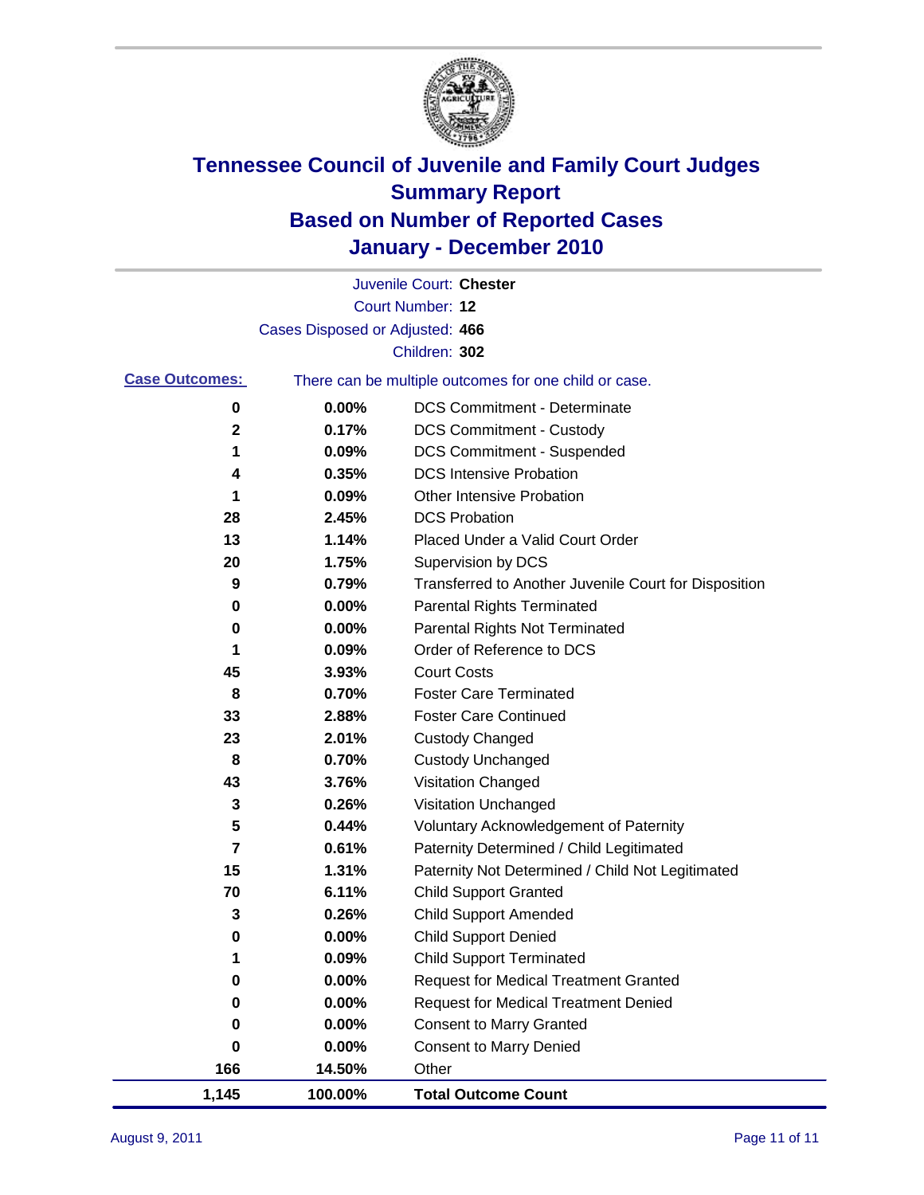# Tennessee Council of Juvenile and Family Court Judges
## Summary Report
## Based on Number of Reported Cases
## January - December 2010

Juvenile Court: **Chester**

Court Number: **12**

Cases Disposed or Adjusted: **466**

Children: **302**

**Case Outcomes:** There can be multiple outcomes for one child or case.

| | | |
|---|---|---|
| 0 | 0.00% | DCS Commitment - Determinate |
| 2 | 0.17% | DCS Commitment - Custody |
| 1 | 0.09% | DCS Commitment - Suspended |
| 4 | 0.35% | DCS Intensive Probation |
| 1 | 0.09% | Other Intensive Probation |
| 28 | 2.45% | DCS Probation |
| 13 | 1.14% | Placed Under a Valid Court Order |
| 20 | 1.75% | Supervision by DCS |
| 9 | 0.79% | Transferred to Another Juvenile Court for Disposition |
| 0 | 0.00% | Parental Rights Terminated |
| 0 | 0.00% | Parental Rights Not Terminated |
| 1 | 0.09% | Order of Reference to DCS |
| 45 | 3.93% | Court Costs |
| 8 | 0.70% | Foster Care Terminated |
| 33 | 2.88% | Foster Care Continued |
| 23 | 2.01% | Custody Changed |
| 8 | 0.70% | Custody Unchanged |
| 43 | 3.76% | Visitation Changed |
| 3 | 0.26% | Visitation Unchanged |
| 5 | 0.44% | Voluntary Acknowledgement of Paternity |
| 7 | 0.61% | Paternity Determined / Child Legitimated |
| 15 | 1.31% | Paternity Not Determined / Child Not Legitimated |
| 70 | 6.11% | Child Support Granted |
| 3 | 0.26% | Child Support Amended |
| 0 | 0.00% | Child Support Denied |
| 1 | 0.09% | Child Support Terminated |
| 0 | 0.00% | Request for Medical Treatment Granted |
| 0 | 0.00% | Request for Medical Treatment Denied |
| 0 | 0.00% | Consent to Marry Granted |
| 0 | 0.00% | Consent to Marry Denied |
| 166 | 14.50% | Other |
| **1,145** | **100.00%** | **Total Outcome Count** |